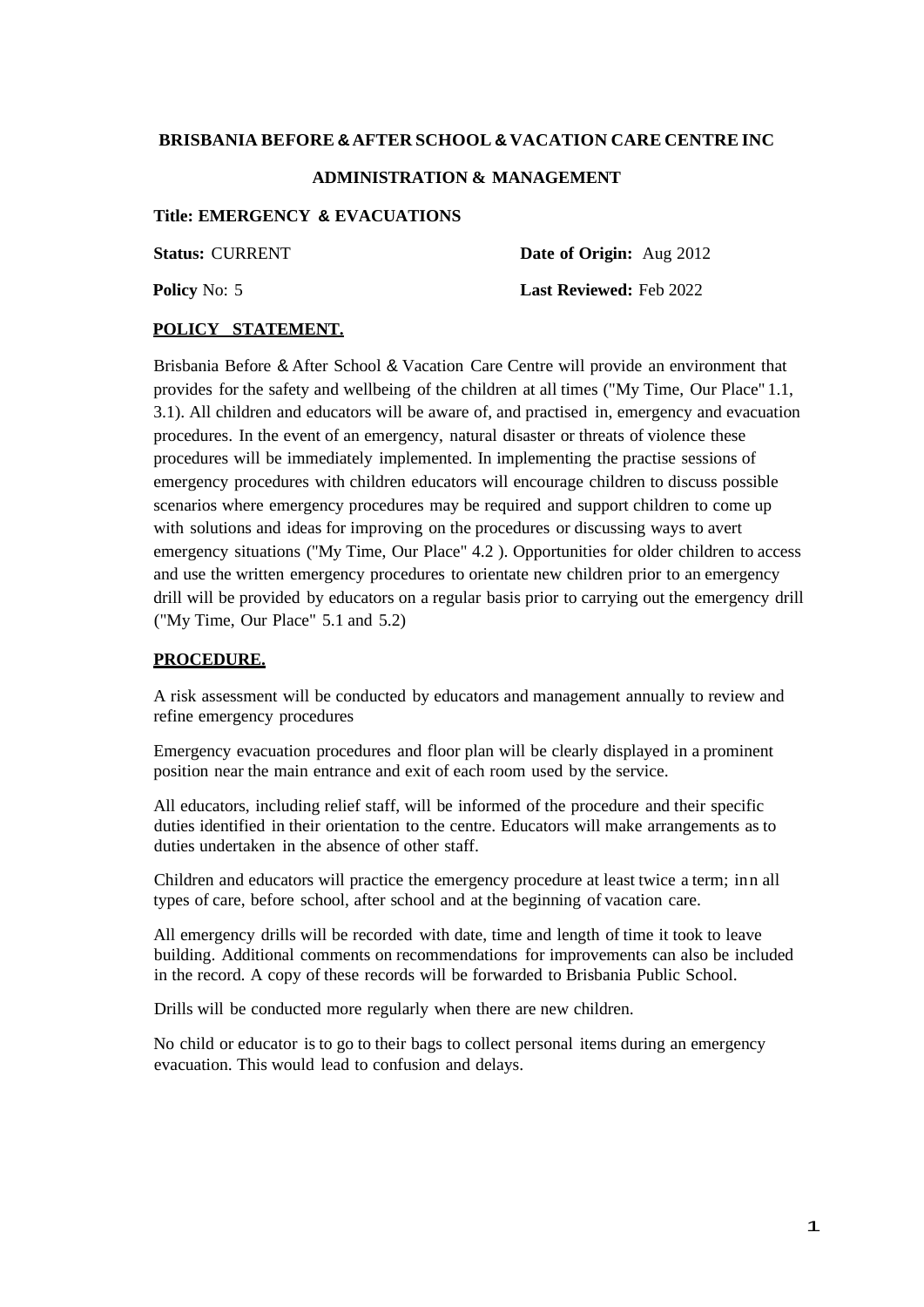**BRISBANIA BEFORE & AFTER SCHOOL & VACATION CARE CENTRE INC**

**ADMINISTRATION & MANAGEMENT**

**Title: EMERGENCY & EVACUATIONS**

**Status:** CURRENT **Date of Origin:** Aug 2012

**Policy** No: 5 **Last Reviewed:** Feb 2022

## POLICY STATEMENT.

Brisbania Before & After School & Vacation Care Centre will provide an environment that provides for the safety and wellbeing of the children at all times ("My Time, Our Place" 1.1, 3.1). All children and educators will be aware of, and practised in, emergency and evacuation procedures. In the event of an emergency, natural disaster or threats of violence these procedures will be immediately implemented. In implementing the practise sessions of emergency procedures with children educators will encourage children to discuss possible scenarios where emergency procedures may be required and support children to come up with solutions and ideas for improving on the procedures or discussing ways to avert emergency situations ("My Time, Our Place" 4.2 ). Opportunities for older children to access and use the written emergency procedures to orientate new children prior to an emergency drill will be provided by educators on a regular basis prior to carrying out the emergency drill ("My Time, Our Place" 5.1 and 5.2)

## PROCEDURE.

A risk assessment will be conducted by educators and management annually to review and refine emergency procedures

Emergency evacuation procedures and floor plan will be clearly displayed in a prominent position near the main entrance and exit of each room used by the service.

All educators, including relief staff, will be informed of the procedure and their specific duties identified in their orientation to the centre. Educators will make arrangements as to duties undertaken in the absence of other staff.

Children and educators will practice the emergency procedure at least twice a term; inn all types of care, before school, after school and at the beginning of vacation care.

All emergency drills will be recorded with date, time and length of time it took to leave building. Additional comments on recommendations for improvements can also be included in the record. A copy of these records will be forwarded to Brisbania Public School.

Drills will be conducted more regularly when there are new children.

No child or educator is to go to their bags to collect personal items during an emergency evacuation. This would lead to confusion and delays.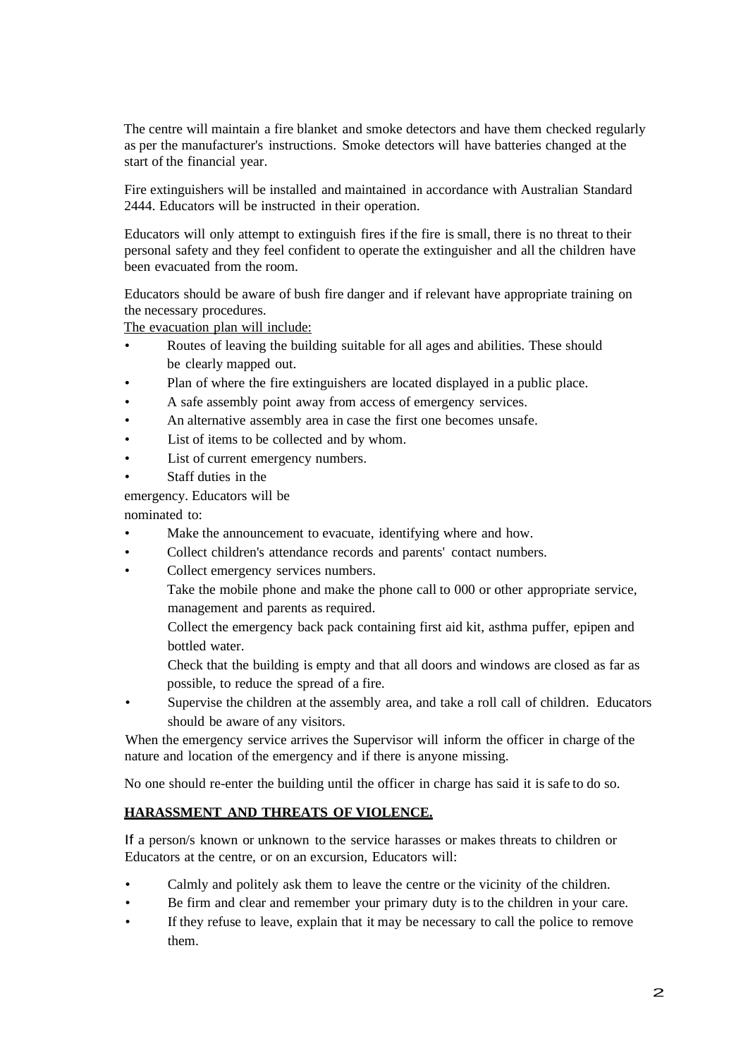The centre will maintain a fire blanket and smoke detectors and have them checked regularly as per the manufacturer's instructions. Smoke detectors will have batteries changed at the start of the financial year.

Fire extinguishers will be installed and maintained in accordance with Australian Standard 2444. Educators will be instructed in their operation.

Educators will only attempt to extinguish fires if the fire is small, there is no threat to their personal safety and they feel confident to operate the extinguisher and all the children have been evacuated from the room.

Educators should be aware of bush fire danger and if relevant have appropriate training on the necessary procedures.

The evacuation plan will include:

- Routes of leaving the building suitable for all ages and abilities. These should be clearly mapped out.
- Plan of where the fire extinguishers are located displayed in a public place.
- A safe assembly point away from access of emergency services.
- An alternative assembly area in case the first one becomes unsafe.
- List of items to be collected and by whom.
- List of current emergency numbers.
- Staff duties in the

emergency. Educators will be nominated to:

- Make the announcement to evacuate, identifying where and how.
- Collect children's attendance records and parents' contact numbers.
- Collect emergency services numbers.

  Take the mobile phone and make the phone call to 000 or other appropriate service, management and parents as required.

  Collect the emergency back pack containing first aid kit, asthma puffer, epipen and bottled water.

  Check that the building is empty and that all doors and windows are closed as far as possible, to reduce the spread of a fire.
- Supervise the children at the assembly area, and take a roll call of children. Educators should be aware of any visitors.

When the emergency service arrives the Supervisor will inform the officer in charge of the nature and location of the emergency and if there is anyone missing.

No one should re-enter the building until the officer in charge has said it is safe to do so.

## HARASSMENT AND THREATS OF VIOLENCE.

If a person/s known or unknown to the service harasses or makes threats to children or Educators at the centre, or on an excursion, Educators will:

- Calmly and politely ask them to leave the centre or the vicinity of the children.
- Be firm and clear and remember your primary duty is to the children in your care.
- If they refuse to leave, explain that it may be necessary to call the police to remove them.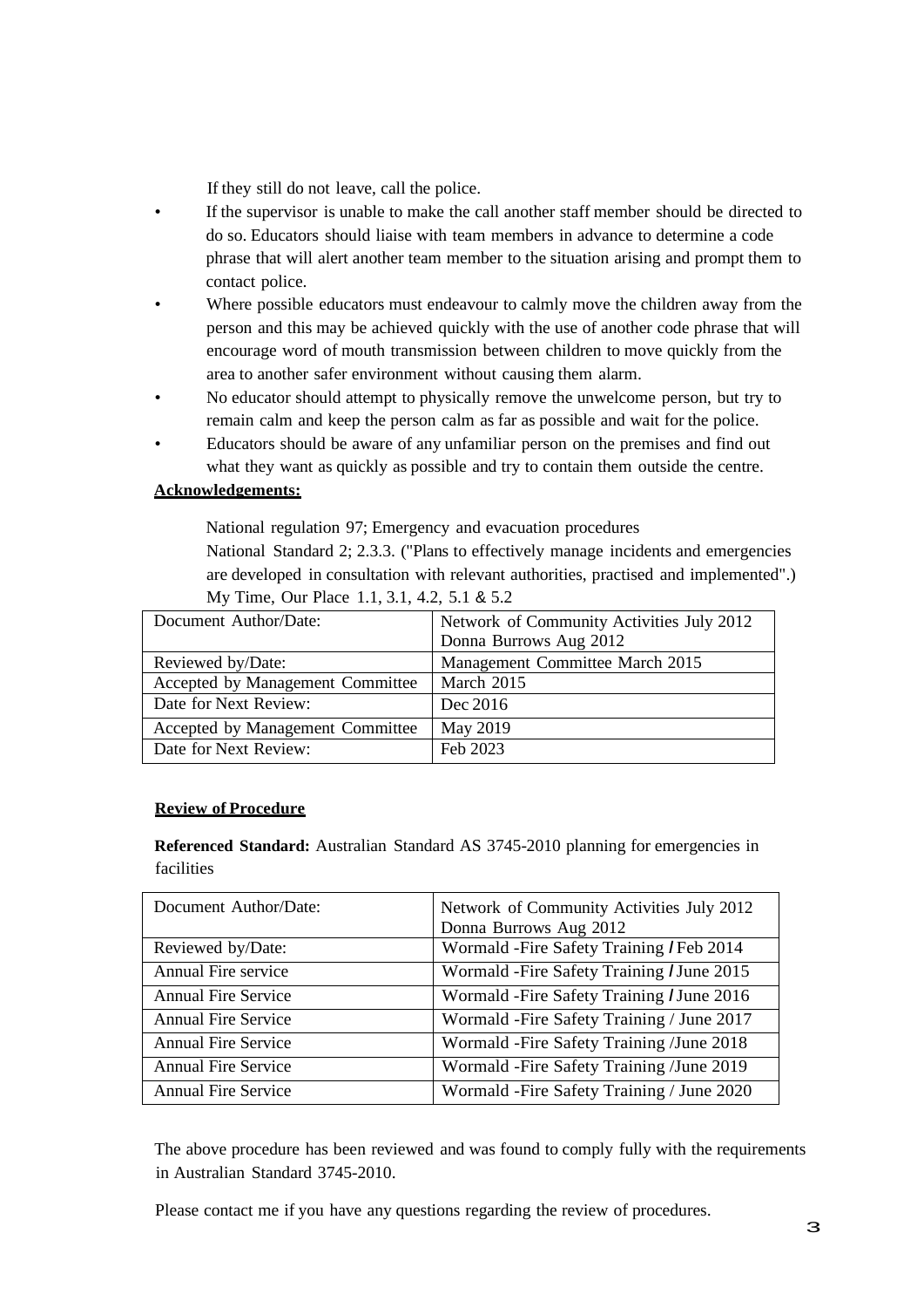If they still do not leave, call the police.

- If the supervisor is unable to make the call another staff member should be directed to do so. Educators should liaise with team members in advance to determine a code phrase that will alert another team member to the situation arising and prompt them to contact police.
- Where possible educators must endeavour to calmly move the children away from the person and this may be achieved quickly with the use of another code phrase that will encourage word of mouth transmission between children to move quickly from the area to another safer environment without causing them alarm.
- No educator should attempt to physically remove the unwelcome person, but try to remain calm and keep the person calm as far as possible and wait for the police.
- Educators should be aware of any unfamiliar person on the premises and find out what they want as quickly as possible and try to contain them outside the centre.

**Acknowledgements:**

National regulation 97; Emergency and evacuation procedures

National Standard 2; 2.3.3. ("Plans to effectively manage incidents and emergencies are developed in consultation with relevant authorities, practised and implemented".)

My Time, Our Place 1.1, 3.1, 4.2, 5.1 & 5.2

| Document Author/Date: | Network of Community Activities July 2012<br>Donna Burrows Aug 2012 |
|---|---|
| Reviewed by/Date: | Management Committee March 2015 |
| Accepted by Management Committee | March 2015 |
| Date for Next Review: | Dec 2016 |
| Accepted by Management Committee | May 2019 |
| Date for Next Review: | Feb 2023 |

**Review of Procedure**

**Referenced Standard:** Australian Standard AS 3745-2010 planning for emergencies in facilities

| Document Author/Date: | Network of Community Activities July 2012<br>Donna Burrows Aug 2012 |
|---|---|
| Reviewed by/Date: | Wormald -Fire Safety Training / Feb 2014 |
| Annual Fire service | Wormald -Fire Safety Training / June 2015 |
| Annual Fire Service | Wormald -Fire Safety Training / June 2016 |
| Annual Fire Service | Wormald -Fire Safety Training / June 2017 |
| Annual Fire Service | Wormald -Fire Safety Training /June 2018 |
| Annual Fire Service | Wormald -Fire Safety Training /June 2019 |
| Annual Fire Service | Wormald -Fire Safety Training / June 2020 |

The above procedure has been reviewed and was found to comply fully with the requirements in Australian Standard 3745-2010.

Please contact me if you have any questions regarding the review of procedures.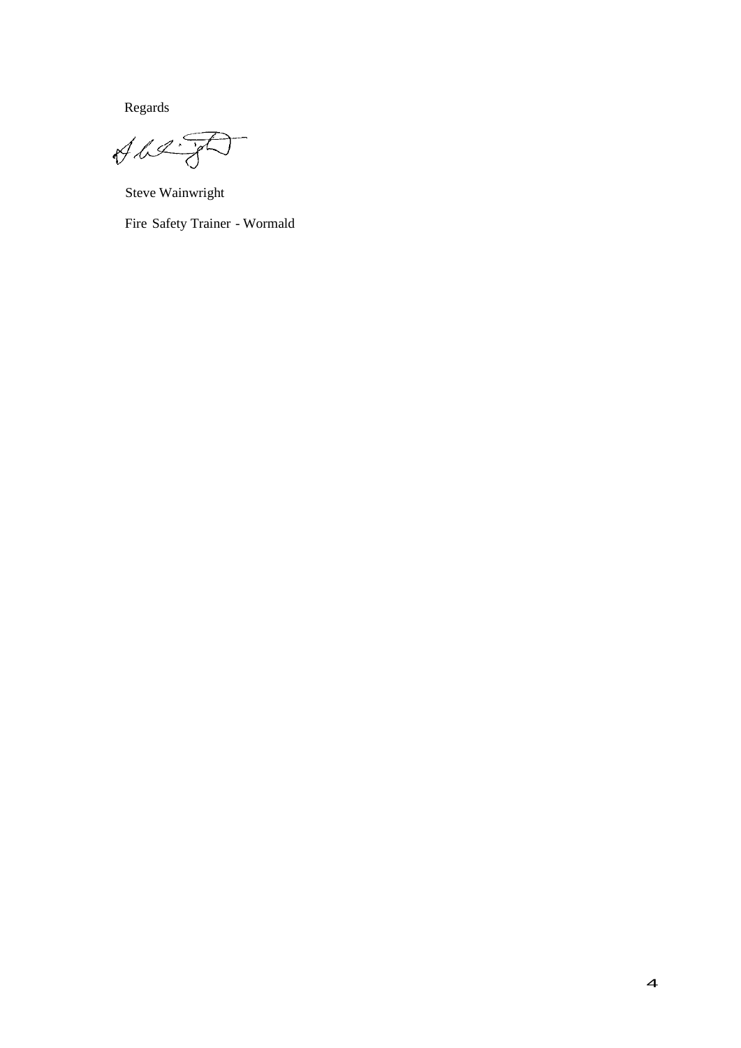Regards

Steve Wainwright

Fire Safety Trainer - Wormald